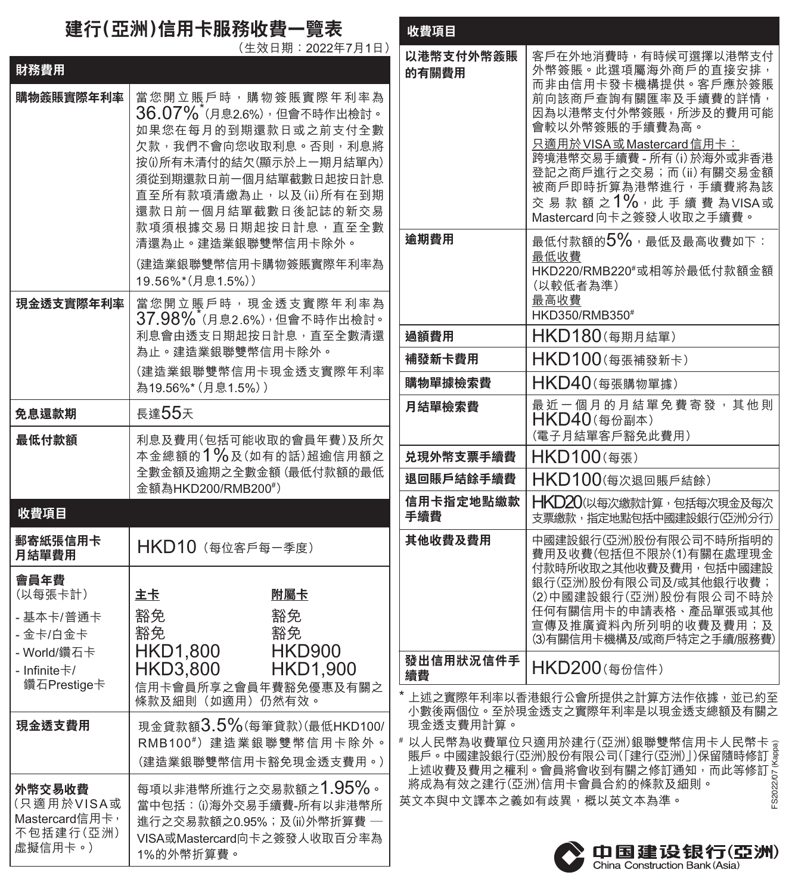# 建行(亞洲)信用卡服務收費一覽表

(生效日期：2022年7月1日)

| 財務費用 | |
|---|---|
| 購物簽賬實際年利率 | 當您開立賬戶時，購物簽賬實際年利率為36.07%*(月息2.6%)，但會不時作出檢討。如果您在每月的到期還款日或之前支付全數欠款，我們不會向您收取利息。否則，利息將按(i)所有未清付的結欠(顯示於上一期月結單內)須從到期還款日前一個月結單截數日起按日計息直至所有款項清繳為止，以及(ii)所有在到期還款日前一個月結單截數日後記誌的新交易款項須根據交易日期起按日計息，直至全數清還為止。建造業銀聯雙幣信用卡除外。<br>(建造業銀聯雙幣信用卡購物簽賬實際年利率為19.56%*(月息1.5%)) |
| 現金透支實際年利率 | 當您開立賬戶時，現金透支實際年利率為37.98%*(月息2.6%)，但會不時作出檢討。利息會由透支日期起按日計息，直至全數清還為止。建造業銀聯雙幣信用卡除外。<br>(建造業銀聯雙幣信用卡現金透支實際年利率為19.56%*(月息1.5%)) |
| 免息還款期 | 長達55天 |
| 最低付款額 | 利息及費用(包括可能收取的會員年費)及所欠本金總額的1%及(如有的話)超逾信用額之全數金額及逾期之全數金額(最低付款額的最低金額為HKD200/RMB200#) |

| 收費項目 | | |
|---|---|---|
| 郵寄紙張信用卡月結單費用 | HKD10(每位客戶每一季度) | |
| 會員年費<br>(以每張卡計) | **主卡** | **附屬卡** |
| - 基本卡/普通卡 | 豁免 | 豁免 |
| - 金卡/白金卡 | 豁免 | 豁免 |
| - World/鑽石卡 | HKD1,800 | HKD900 |
| - Infinite卡/鑽石Prestige卡 | HKD3,800 | HKD1,900 |
| | 信用卡會員所享之會員年費豁免優惠及有關之條款及細則(如適用)仍然有效。 | |
| 現金透支費用 | 現金貸款額3.5%(每筆貸款)(最低HKD100/RMB100#) 建造業銀聯雙幣信用卡除外。<br>(建造業銀聯雙幣信用卡豁免現金透支費用。) | |
| 外幣交易收費<br>(只適用於VISA或Mastercard信用卡，不包括建行(亞洲)虛擬信用卡。) | 每項以非港幣所進行之交易款額之1.95%。當中包括：(i)海外交易手續費-所有以非港幣所進行之交易款額之0.95%；及(ii)外幣折算費 — VISA或Mastercard向卡之簽發人收取百分率為1%的外幣折算費。 | |

| 收費項目 | |
|---|---|
| 以港幣支付外幣簽賬的有關費用 | 客戶在外地消費時，有時候可選擇以港幣支付外幣簽賬。此選項屬海外商戶的直接安排，而非由信用卡發卡機構提供。客戶應於簽賬前向該商戶查詢有關匯率及手續費的詳情，因為以港幣支付外幣簽賬，所涉及的費用可能會較以外幣簽賬的手續費為高。<br><u>只適用於VISA或Mastercard信用卡：</u><br>跨境港幣交易手續費 - 所有(i)於海外或非香港登記之商戶進行之交易；而(ii)有關交易金額被商戶即時折算為港幣進行，手續費將為該交易款額之1%，此手續費為VISA或Mastercard向卡之簽發人收取之手續費。 |
| 逾期費用 | 最低付款額的5%，最低及最高收費如下：<br><u>最低收費</u><br>HKD220/RMB220#或相等於最低付款額金額(以較低者為準)<br><u>最高收費</u><br>HKD350/RMB350# |
| 過額費用 | HKD180(每期月結單) |
| 補發新卡費用 | HKD100(每張補發新卡) |
| 購物單據檢索費 | HKD40(每張購物單據) |
| 月結單檢索費 | 最近一個月的月結單免費寄發，其他則HKD40(每份副本)<br>(電子月結單客戶豁免此費用) |
| 兌現外幣支票手續費 | HKD100(每張) |
| 退回賬戶結餘手續費 | HKD100(每次退回賬戶結餘) |
| 信用卡指定地點繳款手續費 | HKD20(以每次繳款計算，包括每次現金及每次支票繳款，指定地點包括中國建設銀行(亞洲)分行) |
| 其他收費及費用 | 中國建設銀行(亞洲)股份有限公司不時所指明的費用及收費(包括但不限於(1)有關在處理現金付款時所收取之其他收費及費用，包括中國建設銀行(亞洲)股份有限公司及/或其他銀行收費；(2)中國建設銀行(亞洲)股份有限公司不時於任何有關信用卡的申請表格、產品單張或其他宣傳及推廣資料內所列明的收費及費用；及(3)有關信用卡機構及/或商戶特定之手續/服務費) |
| 發出信用狀況信件手續費 | HKD200(每份信件) |

\* 上述之實際年利率以香港銀行公會所提供之計算方法作依據，並已約至小數後兩個位。至於現金透支之實際年利率是以現金透支總額及有關之現金透支費用計算。

\# 以人民幣為收費單位只適用於建行(亞洲)銀聯雙幣信用卡人民幣卡賬戶。中國建設銀行(亞洲)股份有限公司(「建行(亞洲)」)保留隨時修訂上述收費及費用之權利。會員將會收到有關之修訂通知，而此等修訂將成為有效之建行(亞洲)信用卡會員合約的條款及細則。

英文本與中文譯本之義如有歧異，概以英文本為準。

FS2022/07 (Kappa)

中国建设银行(亞洲)
China Construction Bank (Asia)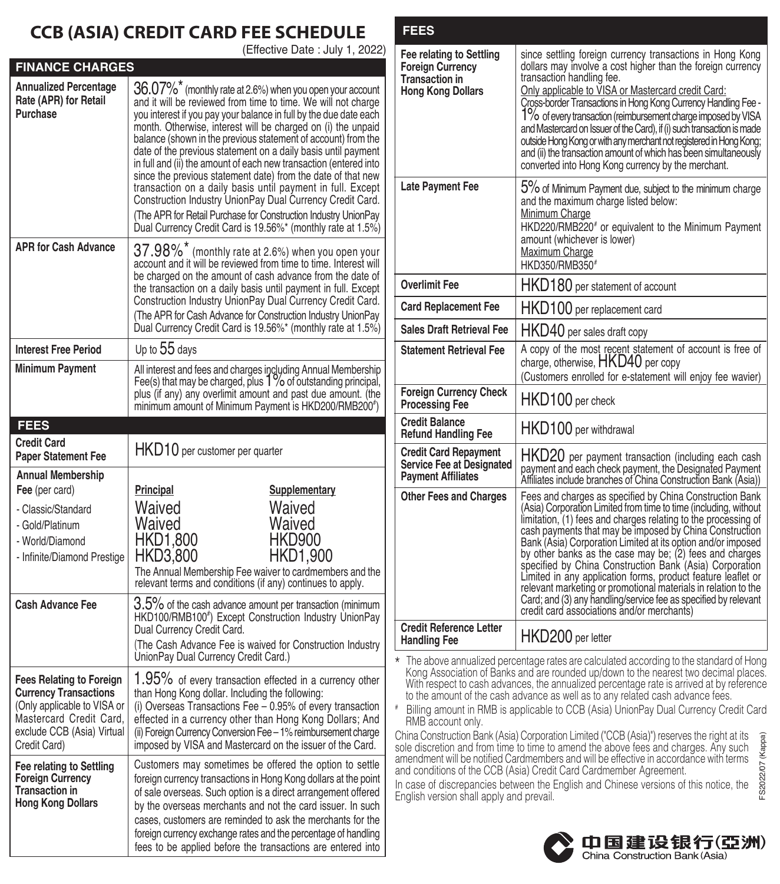# CCB (ASIA) CREDIT CARD FEE SCHEDULE

(Effective Date : July 1, 2022)

| FINANCE CHARGES | |
|---|---|
| **Annualized Percentage Rate (APR) for Retail Purchase** | 36.07%* (monthly rate at 2.6%) when you open your account and it will be reviewed from time to time. We will not charge you interest if you pay your balance in full by the due date each month. Otherwise, interest will be charged on (i) the unpaid balance (shown in the previous statement of account) from the date of the previous statement on a daily basis until payment in full and (ii) the amount of each new transaction (entered into since the previous statement date) from the date of that new transaction on a daily basis until payment in full. Except Construction Industry UnionPay Dual Currency Credit Card. (The APR for Retail Purchase for Construction Industry UnionPay Dual Currency Credit Card is 19.56%* (monthly rate at 1.5%) |
| **APR for Cash Advance** | 37.98%* (monthly rate at 2.6%) when you open your account and it will be reviewed from time to time. Interest will be charged on the amount of cash advance from the date of the transaction on a daily basis until payment in full. Except Construction Industry UnionPay Dual Currency Credit Card. (The APR for Cash Advance for Construction Industry UnionPay Dual Currency Credit Card is 19.56%* (monthly rate at 1.5%) |
| **Interest Free Period** | Up to 55 days |
| **Minimum Payment** | All interest and fees and charges including Annual Membership Fee(s) that may be charged, plus 1% of outstanding principal, plus (if any) any overlimit amount and past due amount. (the minimum amount of Minimum Payment is HKD200/RMB200#) |

| FEES | | |
|---|---|---|
| **Credit Card Paper Statement Fee** | HKD10 per customer per quarter | |
| **Annual Membership Fee** (per card) | **Principal** | **Supplementary** |
| - Classic/Standard | Waived | Waived |
| - Gold/Platinum | Waived | Waived |
| - World/Diamond | HKD1,800 | HKD900 |
| - Infinite/Diamond Prestige | HKD3,800 | HKD1,900 |
| | The Annual Membership Fee waiver to cardmembers and the relevant terms and conditions (if any) continues to apply. | |
| **Cash Advance Fee** | 3.5% of the cash advance amount per transaction (minimum HKD100/RMB100#) Except Construction Industry UnionPay Dual Currency Credit Card. (The Cash Advance Fee is waived for Construction Industry UnionPay Dual Currency Credit Card.) | |
| **Fees Relating to Foreign Currency Transactions** (Only applicable to VISA or Mastercard Credit Card, exclude CCB (Asia) Virtual Credit Card) | 1.95% of every transaction effected in a currency other than Hong Kong dollar. Including the following: (i) Overseas Transactions Fee – 0.95% of every transaction effected in a currency other than Hong Kong Dollars; And (ii) Foreign Currency Conversion Fee – 1% reimbursement charge imposed by VISA and Mastercard on the issuer of the Card. | |
| **Fee relating to Settling Foreign Currency Transaction in Hong Kong Dollars** | Customers may sometimes be offered the option to settle foreign currency transactions in Hong Kong dollars at the point of sale overseas. Such option is a direct arrangement offered by the overseas merchants and not the card issuer. In such cases, customers are reminded to ask the merchants for the foreign currency exchange rates and the percentage of handling fees to be applied before the transactions are entered into since settling foreign currency transactions in Hong Kong dollars may involve a cost higher than the foreign currency transaction handling fee. Only applicable to VISA or Mastercard credit Card: Cross-border Transactions in Hong Kong Currency Handling Fee - 1% of every transaction (reimbursement charge imposed by VISA and Mastercard on Issuer of the Card), if (i) such transaction is made outside Hong Kong or with any merchant not registered in Hong Kong; and (ii) the transaction amount of which has been simultaneously converted into Hong Kong currency by the merchant. | |
| **Late Payment Fee** | 5% of Minimum Payment due, subject to the minimum charge and the maximum charge listed below: Minimum Charge HKD220/RMB220# or equivalent to the Minimum Payment amount (whichever is lower) Maximum Charge HKD350/RMB350# | |
| **Overlimit Fee** | HKD180 per statement of account | |
| **Card Replacement Fee** | HKD100 per replacement card | |
| **Sales Draft Retrieval Fee** | HKD40 per sales draft copy | |
| **Statement Retrieval Fee** | A copy of the most recent statement of account is free of charge, otherwise, HKD40 per copy (Customers enrolled for e-statement will enjoy fee wavier) | |
| **Foreign Currency Check Processing Fee** | HKD100 per check | |
| **Credit Balance Refund Handling Fee** | HKD100 per withdrawal | |
| **Credit Card Repayment Service Fee at Designated Payment Affiliates** | HKD20 per payment transaction (including each cash payment and each check payment, the Designated Payment Affiliates include branches of China Construction Bank (Asia)) | |
| **Other Fees and Charges** | Fees and charges as specified by China Construction Bank (Asia) Corporation Limited from time to time (including, without limitation, (1) fees and charges relating to the processing of cash payments that may be imposed by China Construction Bank (Asia) Corporation Limited at its option and/or imposed by other banks as the case may be; (2) fees and charges specified by China Construction Bank (Asia) Corporation Limited in any application forms, product feature leaflet or relevant marketing or promotional materials in relation to the Card; and (3) any handling/service fee as specified by relevant credit card associations and/or merchants) | |
| **Credit Reference Letter Handling Fee** | HKD200 per letter | |

\* The above annualized percentage rates are calculated according to the standard of Hong Kong Association of Banks and are rounded up/down to the nearest two decimal places. With respect to cash advances, the annualized percentage rate is arrived at by reference to the amount of the cash advance as well as to any related cash advance fees.

\# Billing amount in RMB is applicable to CCB (Asia) UnionPay Dual Currency Credit Card RMB account only.

China Construction Bank (Asia) Corporation Limited ("CCB (Asia)") reserves the right at its sole discretion and from time to time to amend the above fees and charges. Any such amendment will be notified Cardmembers and will be effective in accordance with terms and conditions of the CCB (Asia) Credit Card Cardmember Agreement.

In case of discrepancies between the English and Chinese versions of this notice, the English version shall apply and prevail.

FS2022/07 (Kappa)

中国建设银行(亞洲)
China Construction Bank (Asia)